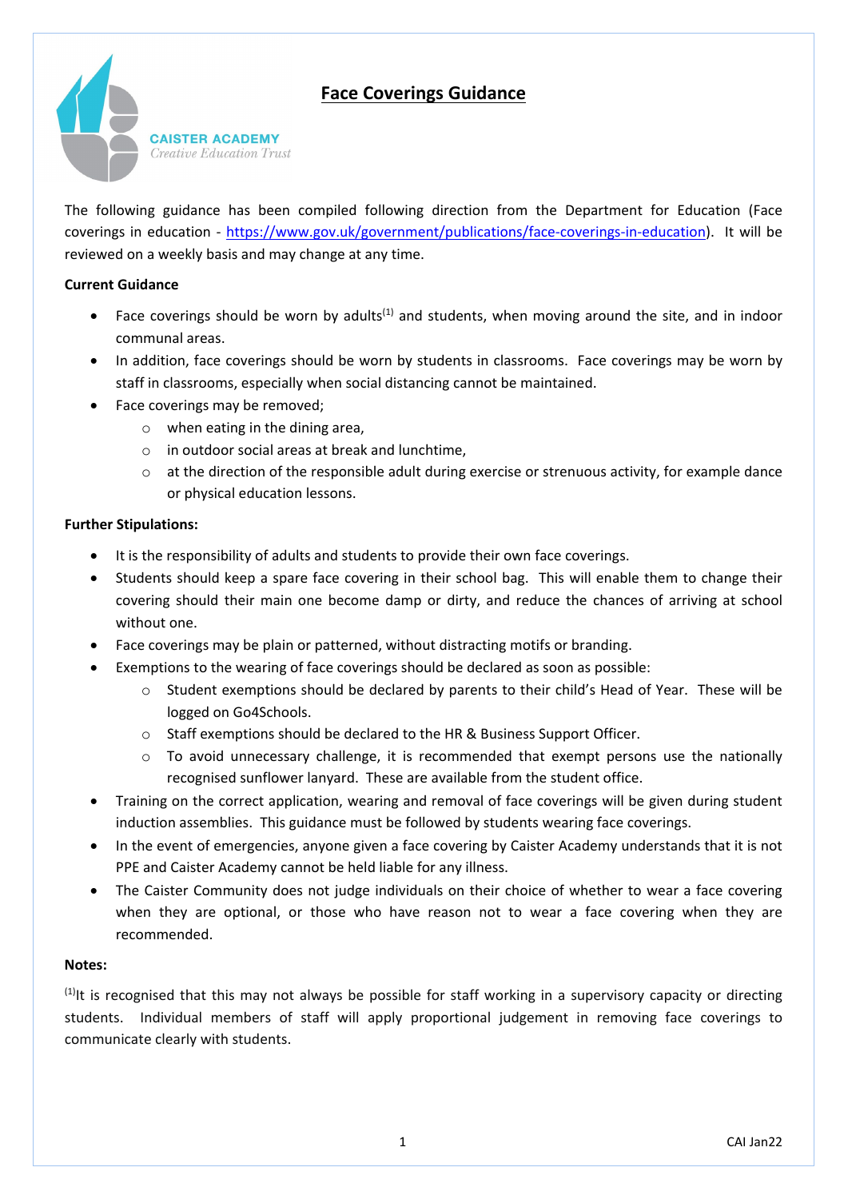CAISTER ACADEMY
*Creative Education Trust*

# Face Coverings Guidance

The following guidance has been compiled following direction from the Department for Education (Face coverings in education - https://www.gov.uk/government/publications/face-coverings-in-education). It will be reviewed on a weekly basis and may change at any time.

**Current Guidance**

- Face coverings should be worn by adults[1] and students, when moving around the site, and in indoor communal areas.
- In addition, face coverings should be worn by students in classrooms. Face coverings may be worn by staff in classrooms, especially when social distancing cannot be maintained.
- Face coverings may be removed;
  - when eating in the dining area,
  - in outdoor social areas at break and lunchtime,
  - at the direction of the responsible adult during exercise or strenuous activity, for example dance or physical education lessons.

**Further Stipulations:**

- It is the responsibility of adults and students to provide their own face coverings.
- Students should keep a spare face covering in their school bag. This will enable them to change their covering should their main one become damp or dirty, and reduce the chances of arriving at school without one.
- Face coverings may be plain or patterned, without distracting motifs or branding.
- Exemptions to the wearing of face coverings should be declared as soon as possible:
  - Student exemptions should be declared by parents to their child's Head of Year. These will be logged on Go4Schools.
  - Staff exemptions should be declared to the HR & Business Support Officer.
  - To avoid unnecessary challenge, it is recommended that exempt persons use the nationally recognised sunflower lanyard. These are available from the student office.
- Training on the correct application, wearing and removal of face coverings will be given during student induction assemblies. This guidance must be followed by students wearing face coverings.
- In the event of emergencies, anyone given a face covering by Caister Academy understands that it is not PPE and Caister Academy cannot be held liable for any illness.
- The Caister Community does not judge individuals on their choice of whether to wear a face covering when they are optional, or those who have reason not to wear a face covering when they are recommended.

**Notes:**

[1] It is recognised that this may not always be possible for staff working in a supervisory capacity or directing students. Individual members of staff will apply proportional judgement in removing face coverings to communicate clearly with students.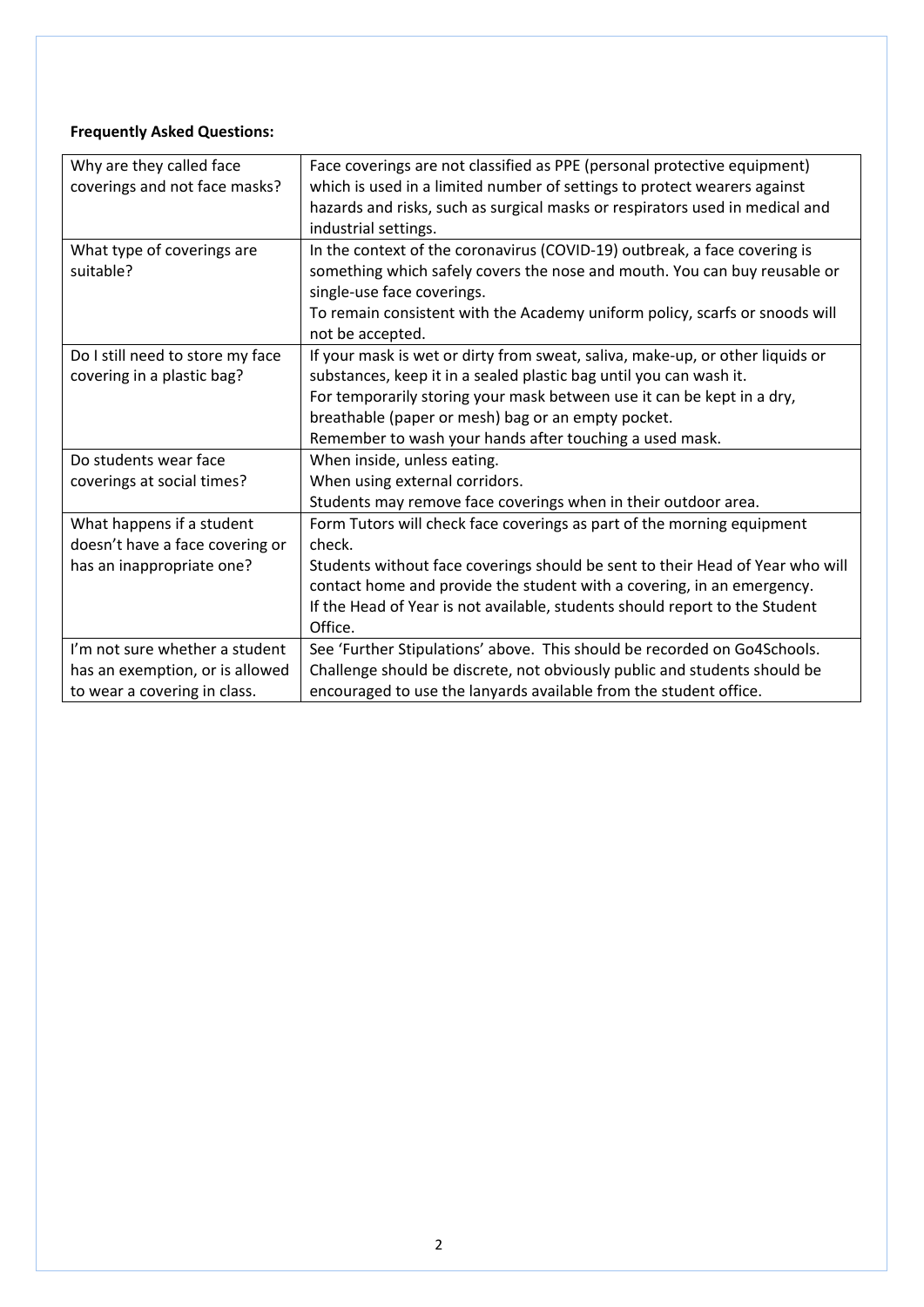**Frequently Asked Questions:**

| | |
|---|---|
| Why are they called face coverings and not face masks? | Face coverings are not classified as PPE (personal protective equipment) which is used in a limited number of settings to protect wearers against hazards and risks, such as surgical masks or respirators used in medical and industrial settings. |
| What type of coverings are suitable? | In the context of the coronavirus (COVID-19) outbreak, a face covering is something which safely covers the nose and mouth. You can buy reusable or single-use face coverings.<br>To remain consistent with the Academy uniform policy, scarfs or snoods will not be accepted. |
| Do I still need to store my face covering in a plastic bag? | If your mask is wet or dirty from sweat, saliva, make-up, or other liquids or substances, keep it in a sealed plastic bag until you can wash it.<br>For temporarily storing your mask between use it can be kept in a dry, breathable (paper or mesh) bag or an empty pocket.<br>Remember to wash your hands after touching a used mask. |
| Do students wear face coverings at social times? | When inside, unless eating.<br>When using external corridors.<br>Students may remove face coverings when in their outdoor area. |
| What happens if a student doesn't have a face covering or has an inappropriate one? | Form Tutors will check face coverings as part of the morning equipment check.<br>Students without face coverings should be sent to their Head of Year who will contact home and provide the student with a covering, in an emergency.<br>If the Head of Year is not available, students should report to the Student Office. |
| I'm not sure whether a student has an exemption, or is allowed to wear a covering in class. | See 'Further Stipulations' above. This should be recorded on Go4Schools.<br>Challenge should be discrete, not obviously public and students should be encouraged to use the lanyards available from the student office. |